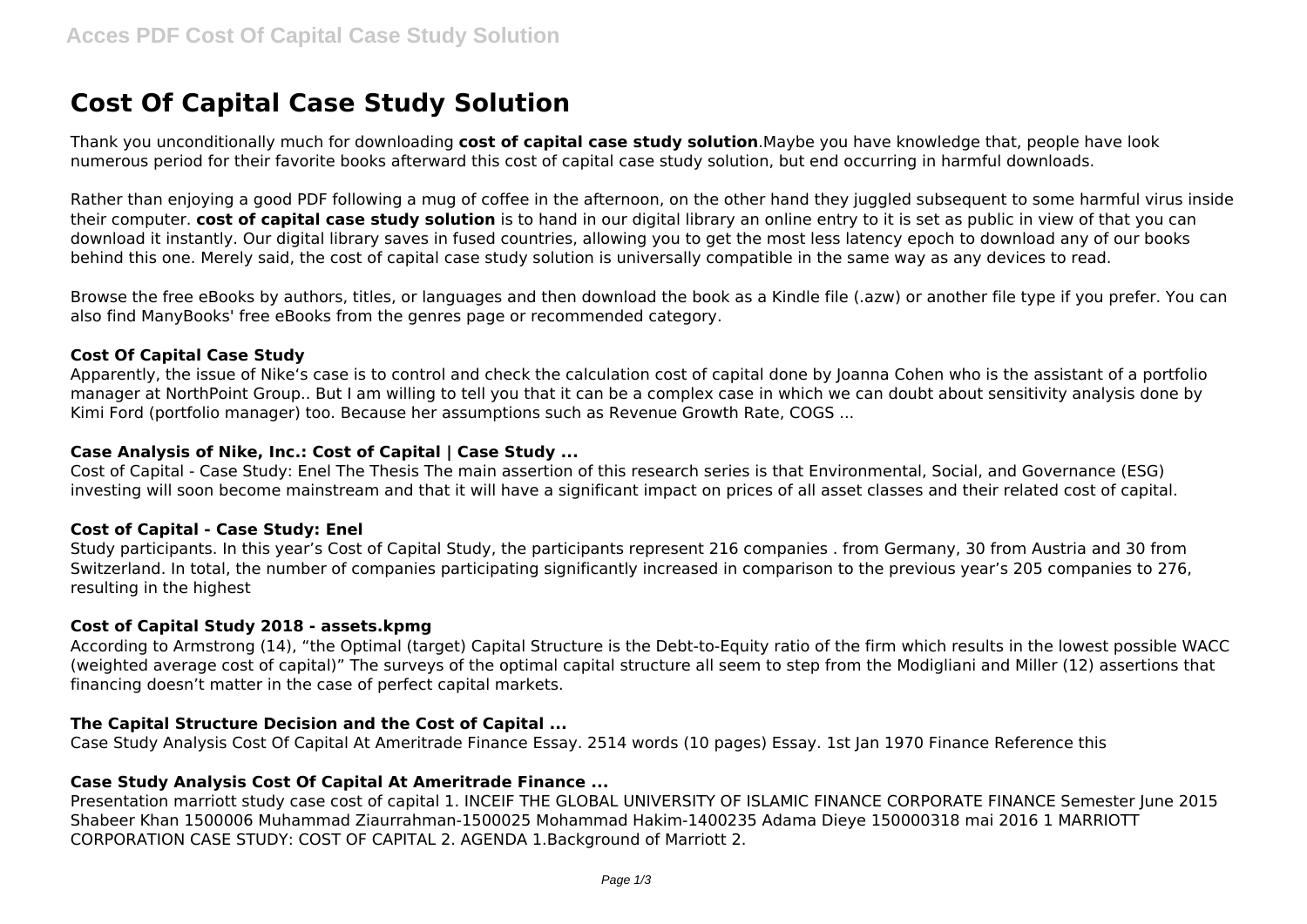# Cost Of Capital Case Study Solution

Thank you unconditionally much for downloading **cost of capital case study solution**.Maybe you have knowledge that, people have look numerous period for their favorite books afterward this cost of capital case study solution, but end occurring in harmful downloads.

Rather than enjoying a good PDF following a mug of coffee in the afternoon, on the other hand they juggled subsequent to some harmful virus inside their computer. **cost of capital case study solution** is to hand in our digital library an online entry to it is set as public in view of that you can download it instantly. Our digital library saves in fused countries, allowing you to get the most less latency epoch to download any of our books behind this one. Merely said, the cost of capital case study solution is universally compatible in the same way as any devices to read.

Browse the free eBooks by authors, titles, or languages and then download the book as a Kindle file (.azw) or another file type if you prefer. You can also find ManyBooks' free eBooks from the genres page or recommended category.

### Cost Of Capital Case Study

Apparently, the issue of Nike's case is to control and check the calculation cost of capital done by Joanna Cohen who is the assistant of a portfolio manager at NorthPoint Group.. But I am willing to tell you that it can be a complex case in which we can doubt about sensitivity analysis done by Kimi Ford (portfolio manager) too. Because her assumptions such as Revenue Growth Rate, COGS ...

### Case Analysis of Nike, Inc.: Cost of Capital | Case Study ...

Cost of Capital - Case Study: Enel The Thesis The main assertion of this research series is that Environmental, Social, and Governance (ESG) investing will soon become mainstream and that it will have a significant impact on prices of all asset classes and their related cost of capital.

### Cost of Capital - Case Study: Enel

Study participants. In this year's Cost of Capital Study, the participants represent 216 companies . from Germany, 30 from Austria and 30 from Switzerland. In total, the number of companies participating significantly increased in comparison to the previous year's 205 companies to 276, resulting in the highest

### Cost of Capital Study 2018 - assets.kpmg

According to Armstrong (14), "the Optimal (target) Capital Structure is the Debt-to-Equity ratio of the firm which results in the lowest possible WACC (weighted average cost of capital)" The surveys of the optimal capital structure all seem to step from the Modigliani and Miller (12) assertions that financing doesn't matter in the case of perfect capital markets.

### The Capital Structure Decision and the Cost of Capital ...

Case Study Analysis Cost Of Capital At Ameritrade Finance Essay. 2514 words (10 pages) Essay. 1st Jan 1970 Finance Reference this

### Case Study Analysis Cost Of Capital At Ameritrade Finance ...

Presentation marriott study case cost of capital 1. INCEIF THE GLOBAL UNIVERSITY OF ISLAMIC FINANCE CORPORATE FINANCE Semester June 2015 Shabeer Khan 1500006 Muhammad Ziaurrahman-1500025 Mohammad Hakim-1400235 Adama Dieye 150000318 mai 2016 1 MARRIOTT CORPORATION CASE STUDY: COST OF CAPITAL 2. AGENDA 1.Background of Marriott 2.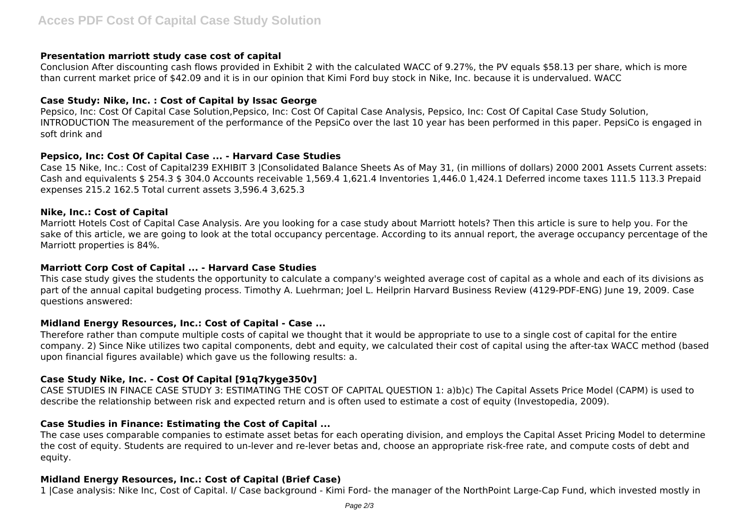### Presentation marriott study case cost of capital

Conclusion After discounting cash flows provided in Exhibit 2 with the calculated WACC of 9.27%, the PV equals $58.13 per share, which is more than current market price of $42.09 and it is in our opinion that Kimi Ford buy stock in Nike, Inc. because it is undervalued. WACC

### Case Study: Nike, Inc. : Cost of Capital by Issac George

Pepsico, Inc: Cost Of Capital Case Solution,Pepsico, Inc: Cost Of Capital Case Analysis, Pepsico, Inc: Cost Of Capital Case Study Solution, INTRODUCTION The measurement of the performance of the PepsiCo over the last 10 year has been performed in this paper. PepsiCo is engaged in soft drink and

### Pepsico, Inc: Cost Of Capital Case ... - Harvard Case Studies

Case 15 Nike, Inc.: Cost of Capital239 EXHIBIT 3 |Consolidated Balance Sheets As of May 31, (in millions of dollars) 2000 2001 Assets Current assets: Cash and equivalents $ 254.3 $ 304.0 Accounts receivable 1,569.4 1,621.4 Inventories 1,446.0 1,424.1 Deferred income taxes 111.5 113.3 Prepaid expenses 215.2 162.5 Total current assets 3,596.4 3,625.3

### Nike, Inc.: Cost of Capital

Marriott Hotels Cost of Capital Case Analysis. Are you looking for a case study about Marriott hotels? Then this article is sure to help you. For the sake of this article, we are going to look at the total occupancy percentage. According to its annual report, the average occupancy percentage of the Marriott properties is 84%.

### Marriott Corp Cost of Capital ... - Harvard Case Studies

This case study gives the students the opportunity to calculate a company's weighted average cost of capital as a whole and each of its divisions as part of the annual capital budgeting process. Timothy A. Luehrman; Joel L. Heilprin Harvard Business Review (4129-PDF-ENG) June 19, 2009. Case questions answered:

### Midland Energy Resources, Inc.: Cost of Capital - Case ...

Therefore rather than compute multiple costs of capital we thought that it would be appropriate to use to a single cost of capital for the entire company. 2) Since Nike utilizes two capital components, debt and equity, we calculated their cost of capital using the after-tax WACC method (based upon financial figures available) which gave us the following results: a.

### Case Study Nike, Inc. - Cost Of Capital [91q7kyge350v]

CASE STUDIES IN FINACE CASE STUDY 3: ESTIMATING THE COST OF CAPITAL QUESTION 1: a)b)c) The Capital Assets Price Model (CAPM) is used to describe the relationship between risk and expected return and is often used to estimate a cost of equity (Investopedia, 2009).

### Case Studies in Finance: Estimating the Cost of Capital ...

The case uses comparable companies to estimate asset betas for each operating division, and employs the Capital Asset Pricing Model to determine the cost of equity. Students are required to un-lever and re-lever betas and, choose an appropriate risk-free rate, and compute costs of debt and equity.

### Midland Energy Resources, Inc.: Cost of Capital (Brief Case)

1 |Case analysis: Nike Inc, Cost of Capital. I/ Case background - Kimi Ford- the manager of the NorthPoint Large-Cap Fund, which invested mostly in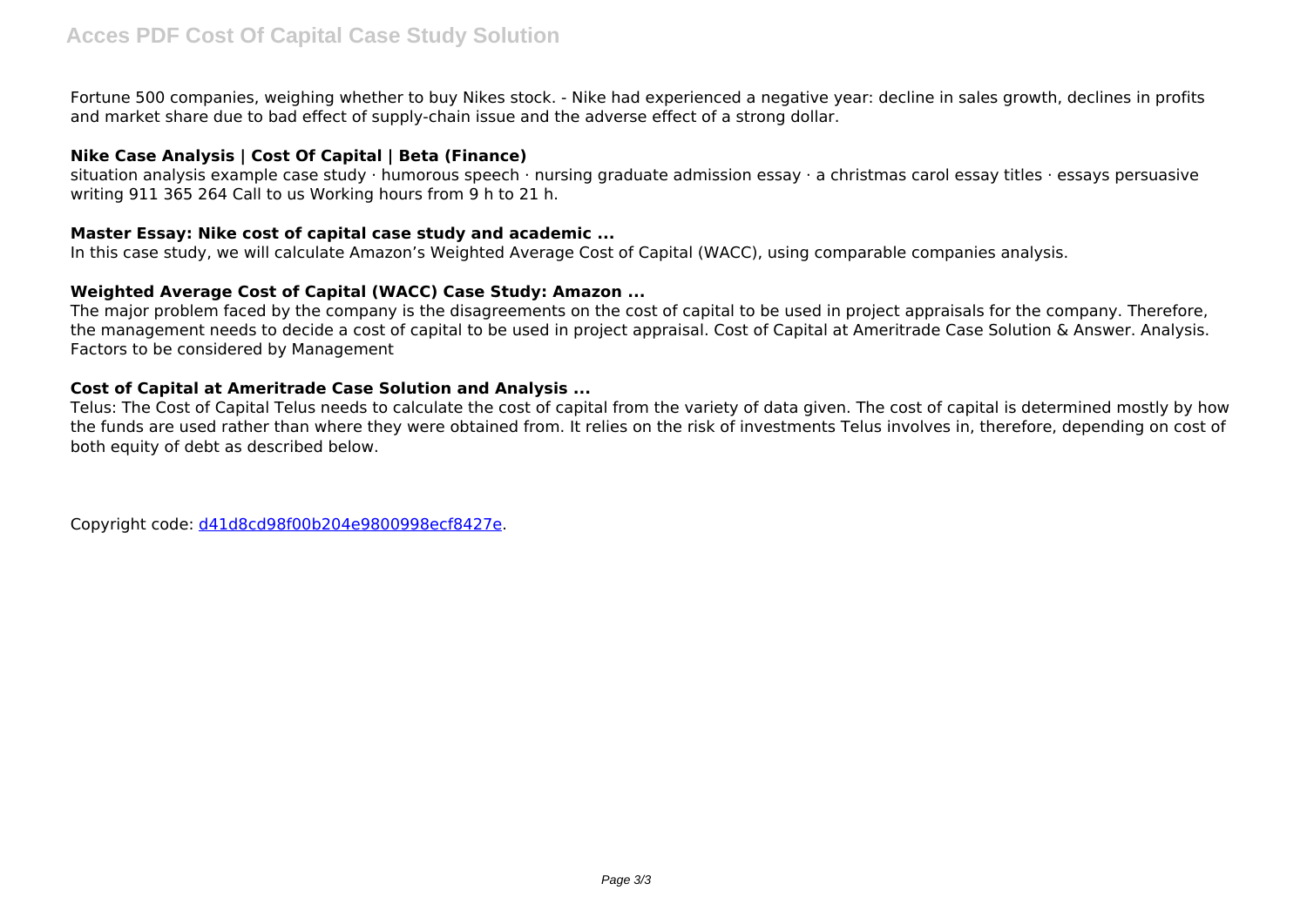Fortune 500 companies, weighing whether to buy Nikes stock. - Nike had experienced a negative year: decline in sales growth, declines in profits and market share due to bad effect of supply-chain issue and the adverse effect of a strong dollar.

**Nike Case Analysis | Cost Of Capital | Beta (Finance)**

situation analysis example case study · humorous speech · nursing graduate admission essay · a christmas carol essay titles · essays persuasive writing 911 365 264 Call to us Working hours from 9 h to 21 h.

**Master Essay: Nike cost of capital case study and academic ...**

In this case study, we will calculate Amazon's Weighted Average Cost of Capital (WACC), using comparable companies analysis.

**Weighted Average Cost of Capital (WACC) Case Study: Amazon ...**

The major problem faced by the company is the disagreements on the cost of capital to be used in project appraisals for the company. Therefore, the management needs to decide a cost of capital to be used in project appraisal. Cost of Capital at Ameritrade Case Solution & Answer. Analysis. Factors to be considered by Management

**Cost of Capital at Ameritrade Case Solution and Analysis ...**

Telus: The Cost of Capital Telus needs to calculate the cost of capital from the variety of data given. The cost of capital is determined mostly by how the funds are used rather than where they were obtained from. It relies on the risk of investments Telus involves in, therefore, depending on cost of both equity of debt as described below.

Copyright code: d41d8cd98f00b204e9800998ecf8427e.